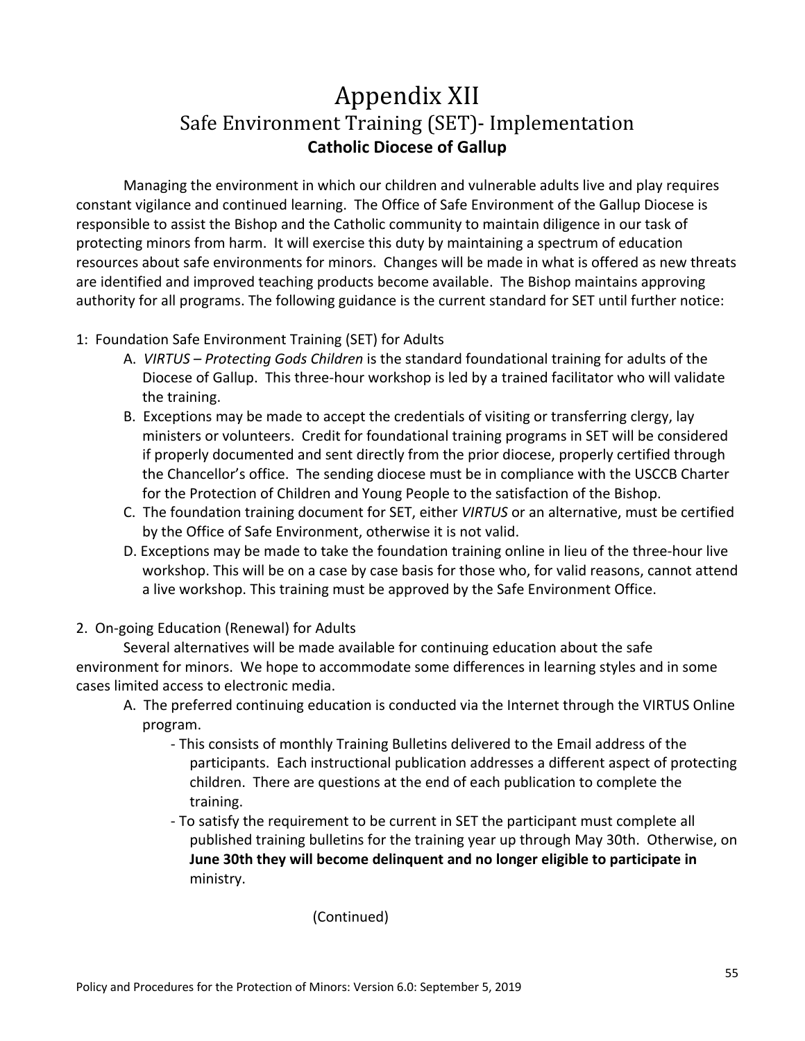# Appendix XII

## Safe Environment Training (SET)- Implementation

### Catholic Diocese of Gallup

Managing the environment in which our children and vulnerable adults live and play requires constant vigilance and continued learning. The Office of Safe Environment of the Gallup Diocese is responsible to assist the Bishop and the Catholic community to maintain diligence in our task of protecting minors from harm. It will exercise this duty by maintaining a spectrum of education resources about safe environments for minors. Changes will be made in what is offered as new threats are identified and improved teaching products become available. The Bishop maintains approving authority for all programs. The following guidance is the current standard for SET until further notice:

1: Foundation Safe Environment Training (SET) for Adults

A. *VIRTUS – Protecting Gods Children* is the standard foundational training for adults of the Diocese of Gallup. This three-hour workshop is led by a trained facilitator who will validate the training.

B. Exceptions may be made to accept the credentials of visiting or transferring clergy, lay ministers or volunteers. Credit for foundational training programs in SET will be considered if properly documented and sent directly from the prior diocese, properly certified through the Chancellor's office. The sending diocese must be in compliance with the USCCB Charter for the Protection of Children and Young People to the satisfaction of the Bishop.

C. The foundation training document for SET, either *VIRTUS* or an alternative, must be certified by the Office of Safe Environment, otherwise it is not valid.

D. Exceptions may be made to take the foundation training online in lieu of the three-hour live workshop. This will be on a case by case basis for those who, for valid reasons, cannot attend a live workshop. This training must be approved by the Safe Environment Office.

2. On-going Education (Renewal) for Adults

Several alternatives will be made available for continuing education about the safe environment for minors. We hope to accommodate some differences in learning styles and in some cases limited access to electronic media.

A. The preferred continuing education is conducted via the Internet through the VIRTUS Online program.

- This consists of monthly Training Bulletins delivered to the Email address of the participants. Each instructional publication addresses a different aspect of protecting children. There are questions at the end of each publication to complete the training.
- To satisfy the requirement to be current in SET the participant must complete all published training bulletins for the training year up through May 30th. Otherwise, on **June 30th they will become delinquent and no longer eligible to participate in** ministry.

(Continued)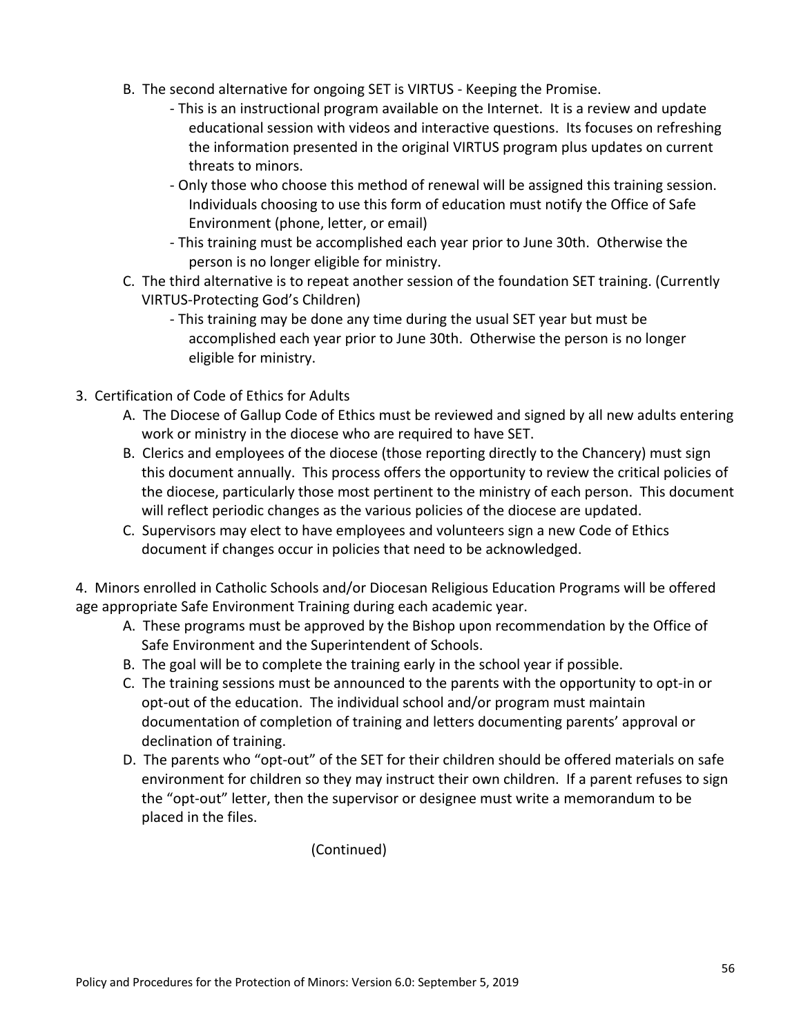B. The second alternative for ongoing SET is VIRTUS - Keeping the Promise.
   - This is an instructional program available on the Internet. It is a review and update educational session with videos and interactive questions. Its focuses on refreshing the information presented in the original VIRTUS program plus updates on current threats to minors.
   - Only those who choose this method of renewal will be assigned this training session. Individuals choosing to use this form of education must notify the Office of Safe Environment (phone, letter, or email)
   - This training must be accomplished each year prior to June 30th. Otherwise the person is no longer eligible for ministry.

C. The third alternative is to repeat another session of the foundation SET training. (Currently VIRTUS-Protecting God's Children)
   - This training may be done any time during the usual SET year but must be accomplished each year prior to June 30th. Otherwise the person is no longer eligible for ministry.

3. Certification of Code of Ethics for Adults
   A. The Diocese of Gallup Code of Ethics must be reviewed and signed by all new adults entering work or ministry in the diocese who are required to have SET.
   B. Clerics and employees of the diocese (those reporting directly to the Chancery) must sign this document annually. This process offers the opportunity to review the critical policies of the diocese, particularly those most pertinent to the ministry of each person. This document will reflect periodic changes as the various policies of the diocese are updated.
   C. Supervisors may elect to have employees and volunteers sign a new Code of Ethics document if changes occur in policies that need to be acknowledged.

4. Minors enrolled in Catholic Schools and/or Diocesan Religious Education Programs will be offered age appropriate Safe Environment Training during each academic year.
   A. These programs must be approved by the Bishop upon recommendation by the Office of Safe Environment and the Superintendent of Schools.
   B. The goal will be to complete the training early in the school year if possible.
   C. The training sessions must be announced to the parents with the opportunity to opt-in or opt-out of the education. The individual school and/or program must maintain documentation of completion of training and letters documenting parents' approval or declination of training.
   D. The parents who "opt-out" of the SET for their children should be offered materials on safe environment for children so they may instruct their own children. If a parent refuses to sign the "opt-out" letter, then the supervisor or designee must write a memorandum to be placed in the files.

(Continued)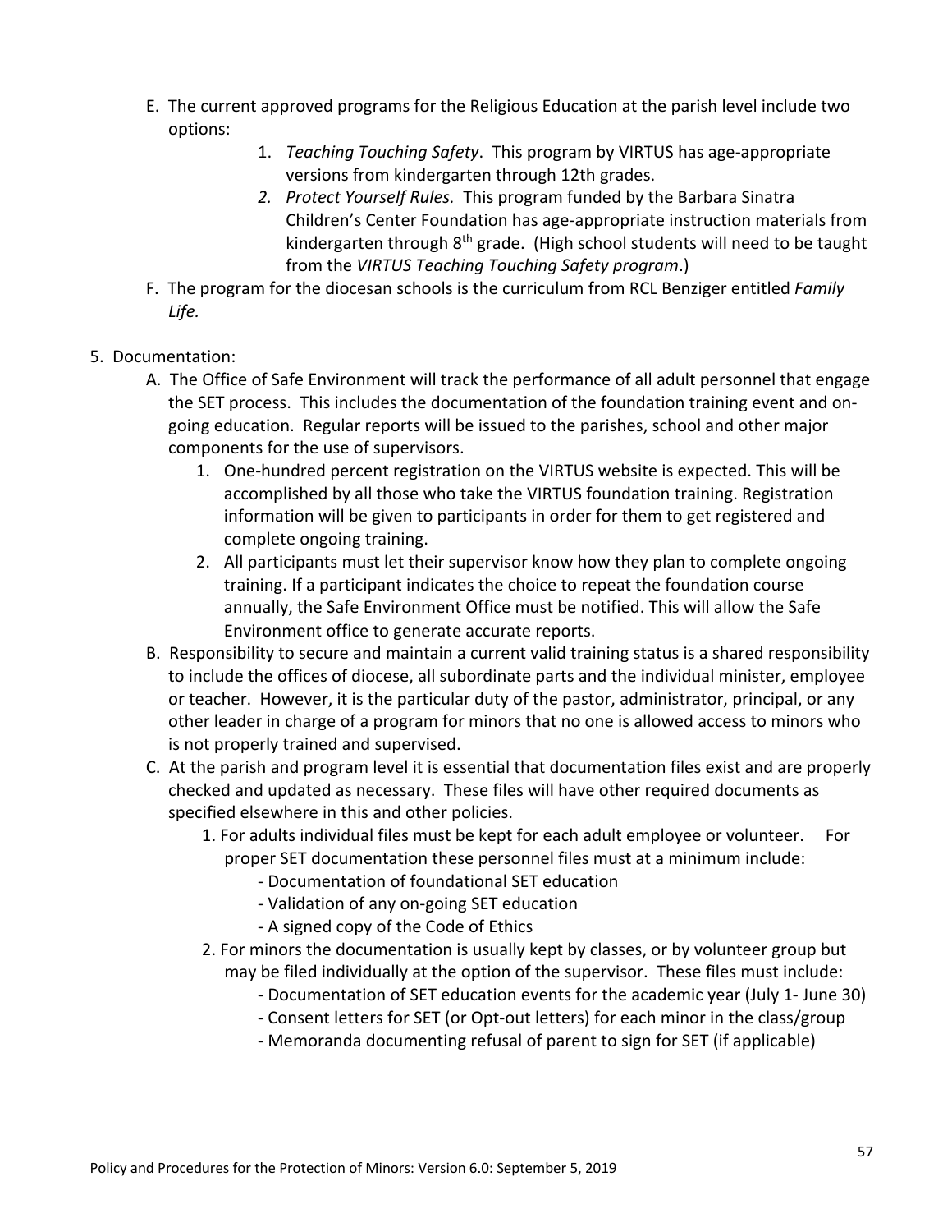E. The current approved programs for the Religious Education at the parish level include two options:

   1. *Teaching Touching Safety*. This program by VIRTUS has age-appropriate versions from kindergarten through 12th grades.
   2. *Protect Yourself Rules.* This program funded by the Barbara Sinatra Children's Center Foundation has age-appropriate instruction materials from kindergarten through 8th grade. (High school students will need to be taught from the *VIRTUS Teaching Touching Safety program*.)

F. The program for the diocesan schools is the curriculum from RCL Benziger entitled *Family Life.*

5. Documentation:

   A. The Office of Safe Environment will track the performance of all adult personnel that engage the SET process. This includes the documentation of the foundation training event and on-going education. Regular reports will be issued to the parishes, school and other major components for the use of supervisors.
      1. One-hundred percent registration on the VIRTUS website is expected. This will be accomplished by all those who take the VIRTUS foundation training. Registration information will be given to participants in order for them to get registered and complete ongoing training.
      2. All participants must let their supervisor know how they plan to complete ongoing training. If a participant indicates the choice to repeat the foundation course annually, the Safe Environment Office must be notified. This will allow the Safe Environment office to generate accurate reports.

   B. Responsibility to secure and maintain a current valid training status is a shared responsibility to include the offices of diocese, all subordinate parts and the individual minister, employee or teacher. However, it is the particular duty of the pastor, administrator, principal, or any other leader in charge of a program for minors that no one is allowed access to minors who is not properly trained and supervised.

   C. At the parish and program level it is essential that documentation files exist and are properly checked and updated as necessary. These files will have other required documents as specified elsewhere in this and other policies.
      1. For adults individual files must be kept for each adult employee or volunteer. For proper SET documentation these personnel files must at a minimum include:
         - Documentation of foundational SET education
         - Validation of any on-going SET education
         - A signed copy of the Code of Ethics
      2. For minors the documentation is usually kept by classes, or by volunteer group but may be filed individually at the option of the supervisor. These files must include:
         - Documentation of SET education events for the academic year (July 1- June 30)
         - Consent letters for SET (or Opt-out letters) for each minor in the class/group
         - Memoranda documenting refusal of parent to sign for SET (if applicable)